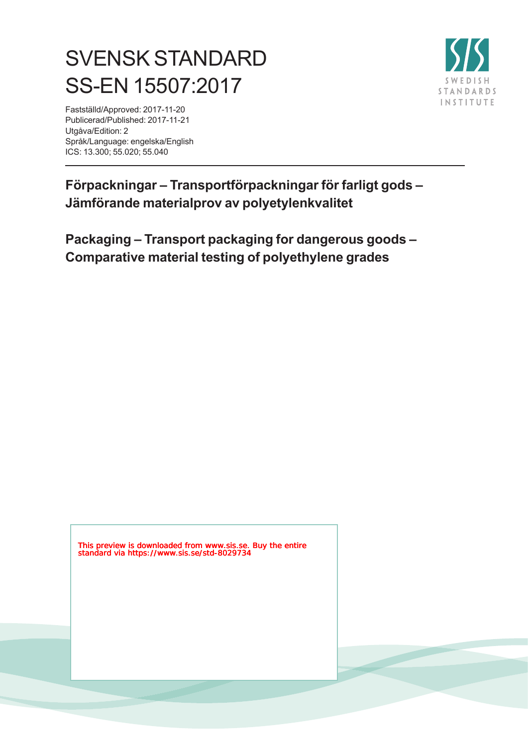# SVENSK STANDARD
# SS-EN 15507:2017

Fastställd/Approved: 2017-11-20
Publicerad/Published: 2017-11-21
Utgåva/Edition: 2
Språk/Language: engelska/English
ICS: 13.300; 55.020; 55.040

SWEDISH STANDARDS INSTITUTE

**Förpackningar – Transportförpackningar för farligt gods – Jämförande materialprov av polyetylenkvalitet**

**Packaging – Transport packaging for dangerous goods – Comparative material testing of polyethylene grades**

This preview is downloaded from www.sis.se. Buy the entire standard via https://www.sis.se/std-8029734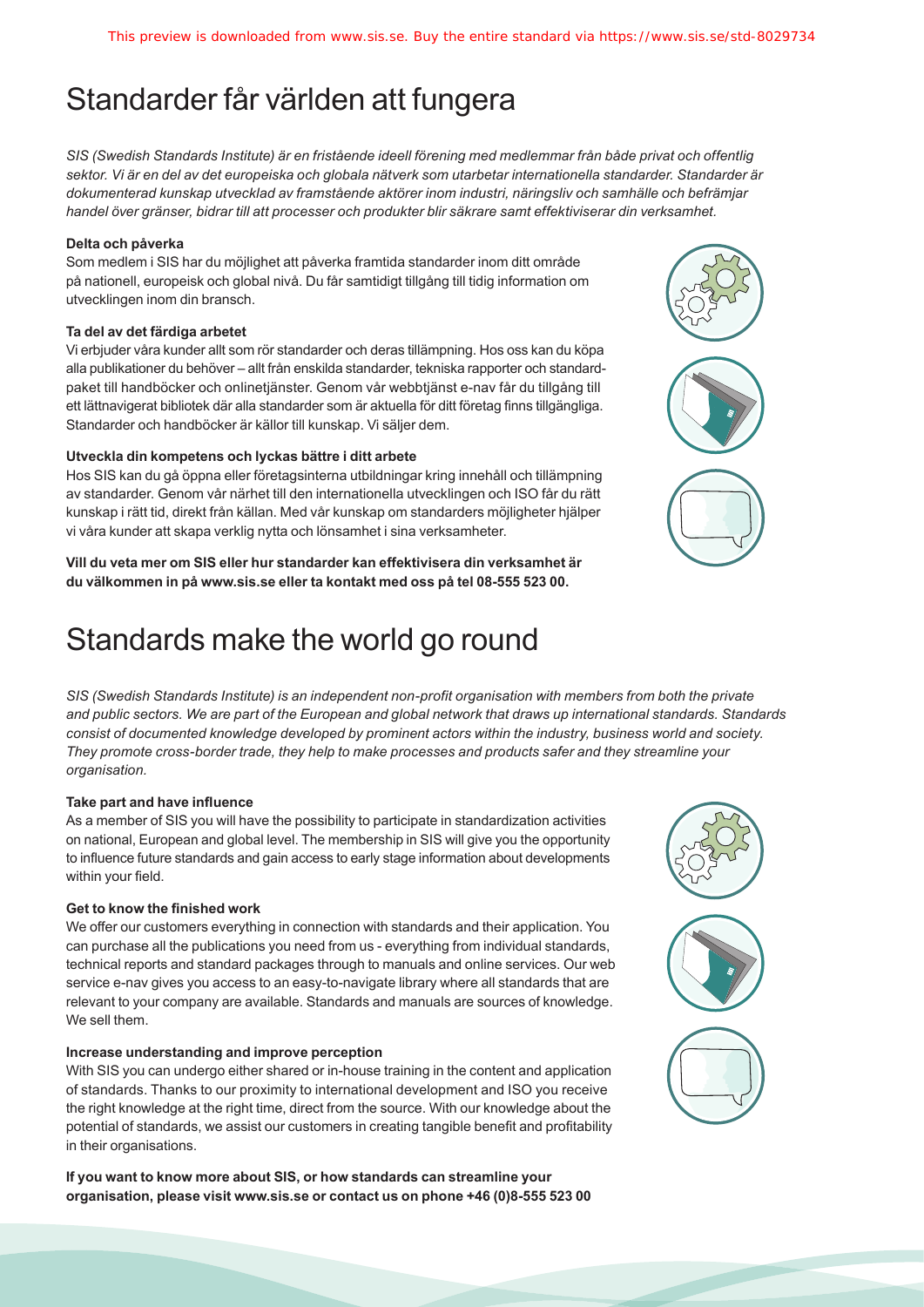# Standarder får världen att fungera

*SIS (Swedish Standards Institute) är en fristående ideell förening med medlemmar från både privat och offentlig sektor. Vi är en del av det europeiska och globala nätverk som utarbetar internationella standarder. Standarder är dokumenterad kunskap utvecklad av framstående aktörer inom industri, näringsliv och samhälle och befrämjar handel över gränser, bidrar till att processer och produkter blir säkrare samt effektiviserar din verksamhet.*

**Delta och påverka**

Som medlem i SIS har du möjlighet att påverka framtida standarder inom ditt område på nationell, europeisk och global nivå. Du får samtidigt tillgång till tidig information om utvecklingen inom din bransch.

**Ta del av det färdiga arbetet**

Vi erbjuder våra kunder allt som rör standarder och deras tillämpning. Hos oss kan du köpa alla publikationer du behöver – allt från enskilda standarder, tekniska rapporter och standardpaket till handböcker och onlinetjänster. Genom vår webbtjänst e-nav får du tillgång till ett lättnavigerat bibliotek där alla standarder som är aktuella för ditt företag finns tillgängliga. Standarder och handböcker är källor till kunskap. Vi säljer dem.

**Utveckla din kompetens och lyckas bättre i ditt arbete**

Hos SIS kan du gå öppna eller företagsinterna utbildningar kring innehåll och tillämpning av standarder. Genom vår närhet till den internationella utvecklingen och ISO får du rätt kunskap i rätt tid, direkt från källan. Med vår kunskap om standarders möjligheter hjälper vi våra kunder att skapa verklig nytta och lönsamhet i sina verksamheter.

**Vill du veta mer om SIS eller hur standarder kan effektivisera din verksamhet är du välkommen in på www.sis.se eller ta kontakt med oss på tel 08-555 523 00.**

# Standards make the world go round

*SIS (Swedish Standards Institute) is an independent non-profit organisation with members from both the private and public sectors. We are part of the European and global network that draws up international standards. Standards consist of documented knowledge developed by prominent actors within the industry, business world and society. They promote cross-border trade, they help to make processes and products safer and they streamline your organisation.*

**Take part and have influence**

As a member of SIS you will have the possibility to participate in standardization activities on national, European and global level. The membership in SIS will give you the opportunity to influence future standards and gain access to early stage information about developments within your field.

**Get to know the finished work**

We offer our customers everything in connection with standards and their application. You can purchase all the publications you need from us - everything from individual standards, technical reports and standard packages through to manuals and online services. Our web service e-nav gives you access to an easy-to-navigate library where all standards that are relevant to your company are available. Standards and manuals are sources of knowledge. We sell them.

**Increase understanding and improve perception**

With SIS you can undergo either shared or in-house training in the content and application of standards. Thanks to our proximity to international development and ISO you receive the right knowledge at the right time, direct from the source. With our knowledge about the potential of standards, we assist our customers in creating tangible benefit and profitability in their organisations.

**If you want to know more about SIS, or how standards can streamline your organisation, please visit www.sis.se or contact us on phone +46 (0)8-555 523 00**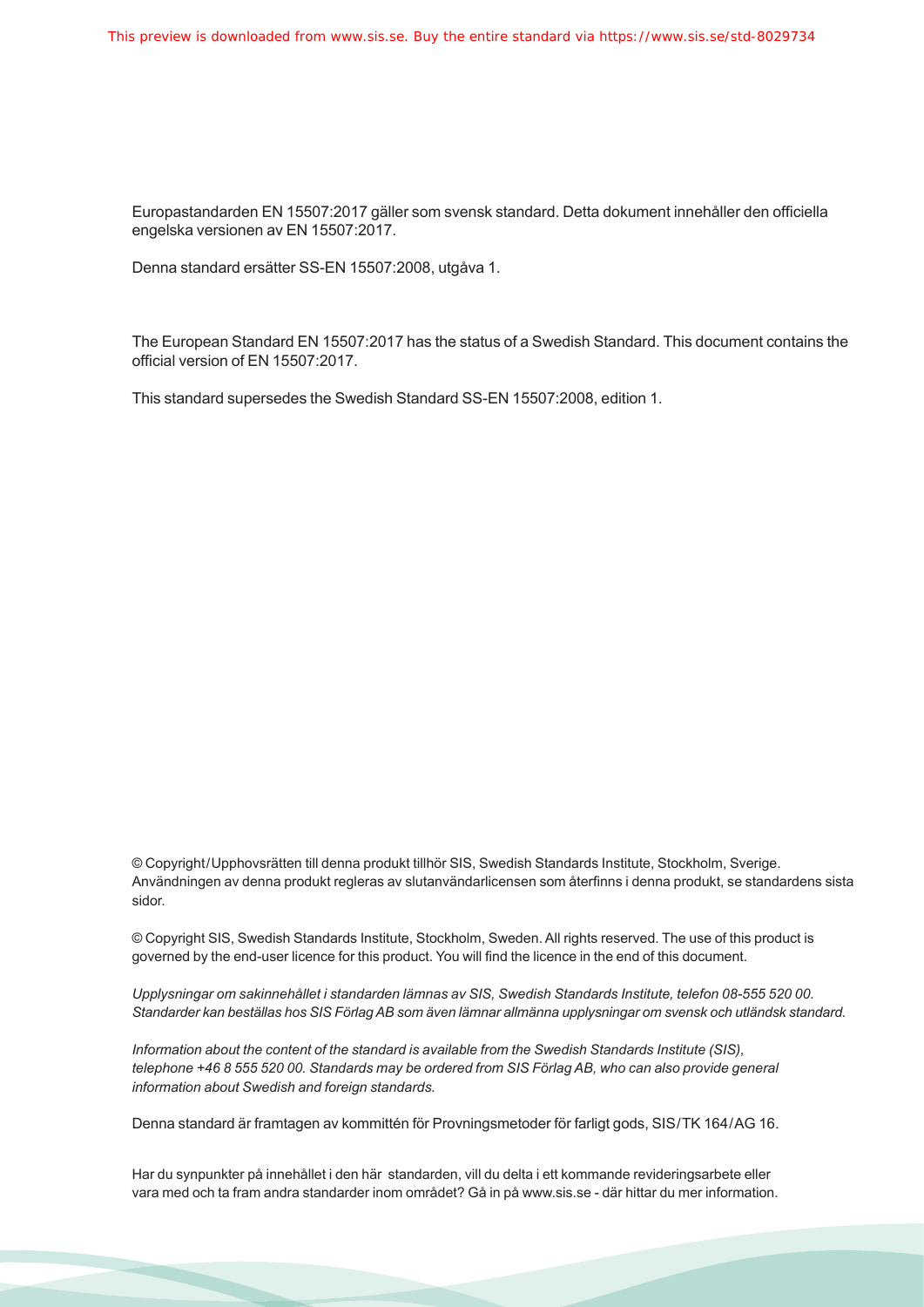Europastandarden EN 15507:2017 gäller som svensk standard. Detta dokument innehåller den officiella engelska versionen av EN 15507:2017.

Denna standard ersätter SS-EN 15507:2008, utgåva 1.

The European Standard EN 15507:2017 has the status of a Swedish Standard. This document contains the official version of EN 15507:2017.

This standard supersedes the Swedish Standard SS-EN 15507:2008, edition 1.

© Copyright/Upphovsrätten till denna produkt tillhör SIS, Swedish Standards Institute, Stockholm, Sverige. Användningen av denna produkt regleras av slutanvändarlicensen som återfinns i denna produkt, se standardens sista sidor.

© Copyright SIS, Swedish Standards Institute, Stockholm, Sweden. All rights reserved. The use of this product is governed by the end-user licence for this product. You will find the licence in the end of this document.

*Upplysningar om sakinnehållet i standarden lämnas av SIS, Swedish Standards Institute, telefon 08-555 520 00. Standarder kan beställas hos SIS Förlag AB som även lämnar allmänna upplysningar om svensk och utländsk standard.*

*Information about the content of the standard is available from the Swedish Standards Institute (SIS), telephone +46 8 555 520 00. Standards may be ordered from SIS Förlag AB, who can also provide general information about Swedish and foreign standards.*

Denna standard är framtagen av kommittén för Provningsmetoder för farligt gods, SIS/TK 164/AG 16.

Har du synpunkter på innehållet i den här standarden, vill du delta i ett kommande revideringsarbete eller vara med och ta fram andra standarder inom området? Gå in på www.sis.se - där hittar du mer information.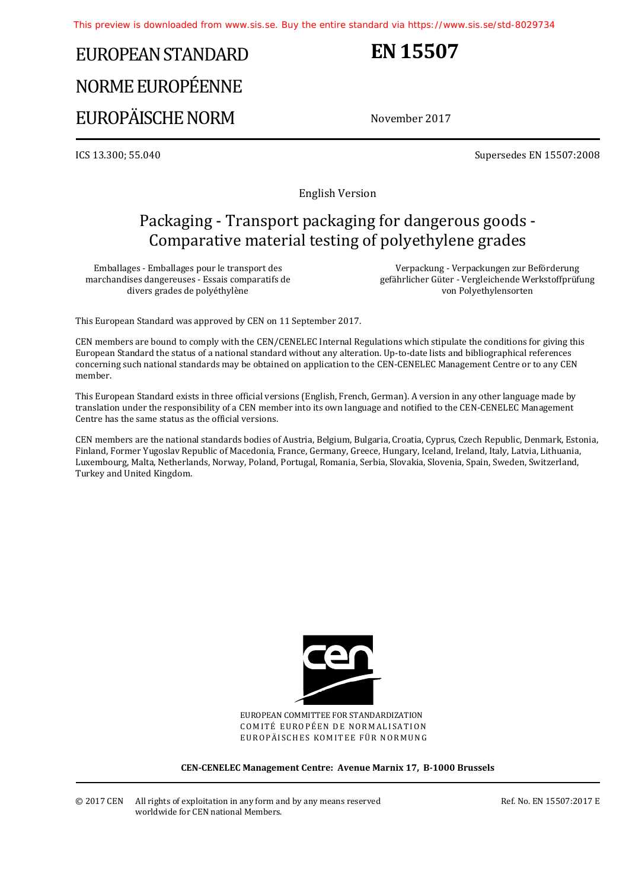This preview is downloaded from www.sis.se. Buy the entire standard via https://www.sis.se/std-8029734

# EUROPEAN STANDARD
# NORME EUROPÉENNE
# EUROPÄISCHE NORM

**EN 15507**

November 2017

ICS 13.300; 55.040

Supersedes EN 15507:2008

English Version

## Packaging - Transport packaging for dangerous goods - Comparative material testing of polyethylene grades

Emballages - Emballages pour le transport des marchandises dangereuses - Essais comparatifs de divers grades de polyéthylène

Verpackung - Verpackungen zur Beförderung gefährlicher Güter - Vergleichende Werkstoffprüfung von Polyethylensorten

This European Standard was approved by CEN on 11 September 2017.

CEN members are bound to comply with the CEN/CENELEC Internal Regulations which stipulate the conditions for giving this European Standard the status of a national standard without any alteration. Up-to-date lists and bibliographical references concerning such national standards may be obtained on application to the CEN-CENELEC Management Centre or to any CEN member.

This European Standard exists in three official versions (English, French, German). A version in any other language made by translation under the responsibility of a CEN member into its own language and notified to the CEN-CENELEC Management Centre has the same status as the official versions.

CEN members are the national standards bodies of Austria, Belgium, Bulgaria, Croatia, Cyprus, Czech Republic, Denmark, Estonia, Finland, Former Yugoslav Republic of Macedonia, France, Germany, Greece, Hungary, Iceland, Ireland, Italy, Latvia, Lithuania, Luxembourg, Malta, Netherlands, Norway, Poland, Portugal, Romania, Serbia, Slovakia, Slovenia, Spain, Sweden, Switzerland, Turkey and United Kingdom.

EUROPEAN COMMITTEE FOR STANDARDIZATION
COMITÉ EUROPÉEN DE NORMALISATION
EUROPÄISCHES KOMITEE FÜR NORMUNG

**CEN-CENELEC Management Centre: Avenue Marnix 17, B-1000 Brussels**

© 2017 CEN All rights of exploitation in any form and by any means reserved worldwide for CEN national Members.

Ref. No. EN 15507:2017 E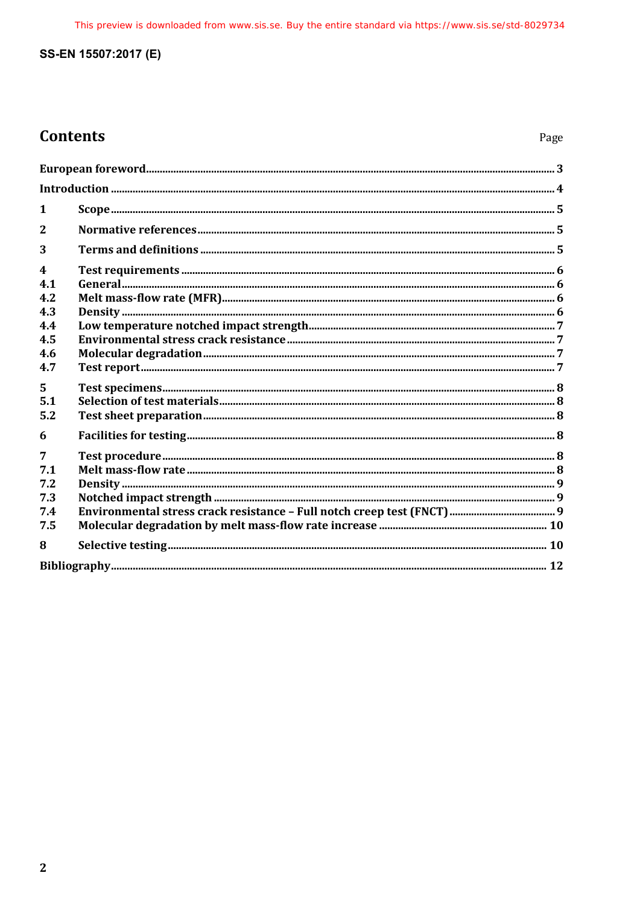# Contents

Page

| | | |
|---|---|---|
| European foreword | | 3 |
| Introduction | | 4 |
| 1 | Scope | 5 |
| 2 | Normative references | 5 |
| 3 | Terms and definitions | 5 |
| 4 | Test requirements | 6 |
| 4.1 | General | 6 |
| 4.2 | Melt mass-flow rate (MFR) | 6 |
| 4.3 | Density | 6 |
| 4.4 | Low temperature notched impact strength | 7 |
| 4.5 | Environmental stress crack resistance | 7 |
| 4.6 | Molecular degradation | 7 |
| 4.7 | Test report | 7 |
| 5 | Test specimens | 8 |
| 5.1 | Selection of test materials | 8 |
| 5.2 | Test sheet preparation | 8 |
| 6 | Facilities for testing | 8 |
| 7 | Test procedure | 8 |
| 7.1 | Melt mass-flow rate | 8 |
| 7.2 | Density | 9 |
| 7.3 | Notched impact strength | 9 |
| 7.4 | Environmental stress crack resistance – Full notch creep test (FNCT) | 9 |
| 7.5 | Molecular degradation by melt mass-flow rate increase | 10 |
| 8 | Selective testing | 10 |
| Bibliography | | 12 |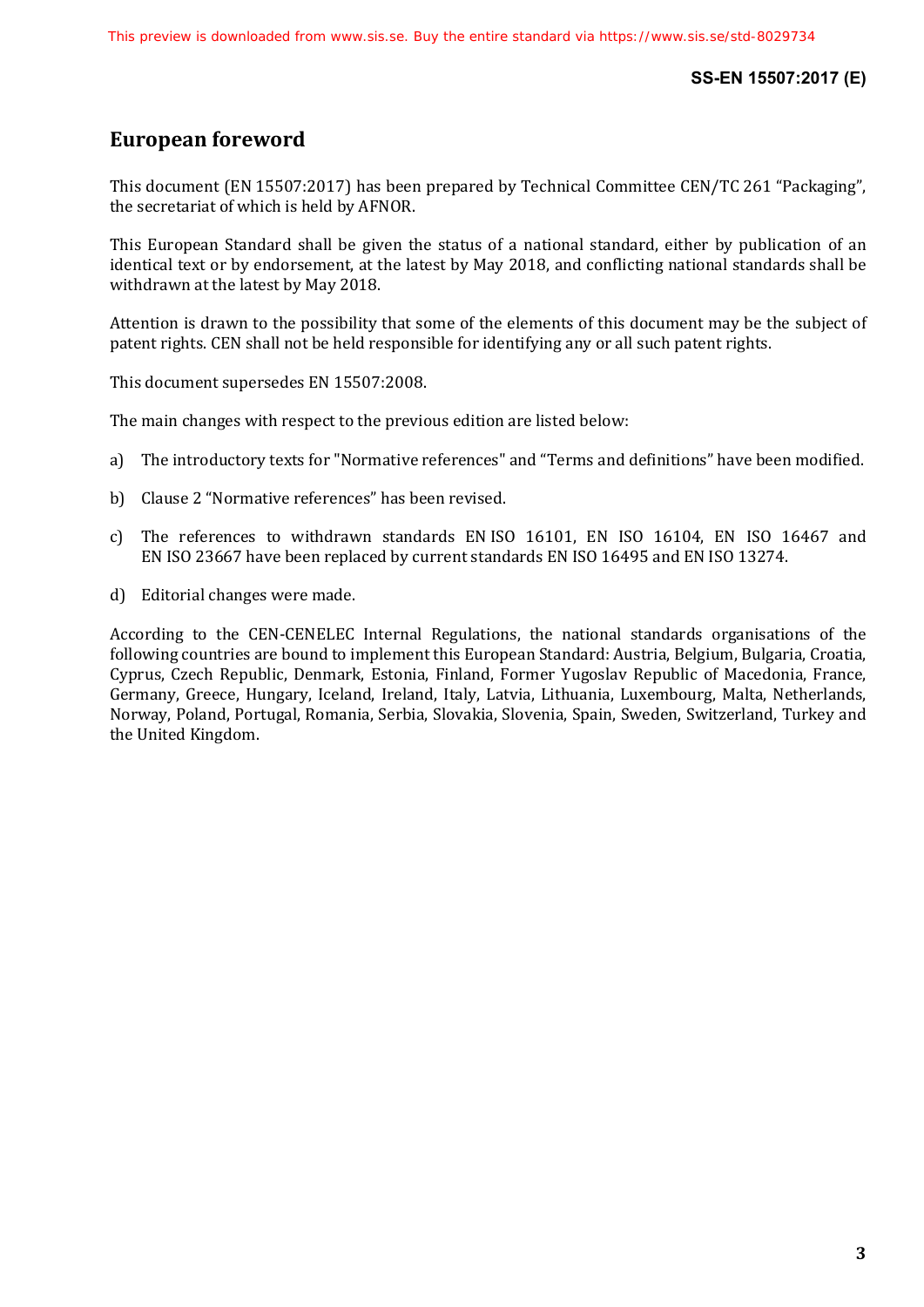## European foreword

This document (EN 15507:2017) has been prepared by Technical Committee CEN/TC 261 “Packaging”, the secretariat of which is held by AFNOR.

This European Standard shall be given the status of a national standard, either by publication of an identical text or by endorsement, at the latest by May 2018, and conflicting national standards shall be withdrawn at the latest by May 2018.

Attention is drawn to the possibility that some of the elements of this document may be the subject of patent rights. CEN shall not be held responsible for identifying any or all such patent rights.

This document supersedes EN 15507:2008.

The main changes with respect to the previous edition are listed below:

a) The introductory texts for "Normative references" and “Terms and definitions” have been modified.

b) Clause 2 “Normative references” has been revised.

c) The references to withdrawn standards EN ISO 16101, EN ISO 16104, EN ISO 16467 and EN ISO 23667 have been replaced by current standards EN ISO 16495 and EN ISO 13274.

d) Editorial changes were made.

According to the CEN-CENELEC Internal Regulations, the national standards organisations of the following countries are bound to implement this European Standard: Austria, Belgium, Bulgaria, Croatia, Cyprus, Czech Republic, Denmark, Estonia, Finland, Former Yugoslav Republic of Macedonia, France, Germany, Greece, Hungary, Iceland, Ireland, Italy, Latvia, Lithuania, Luxembourg, Malta, Netherlands, Norway, Poland, Portugal, Romania, Serbia, Slovakia, Slovenia, Spain, Sweden, Switzerland, Turkey and the United Kingdom.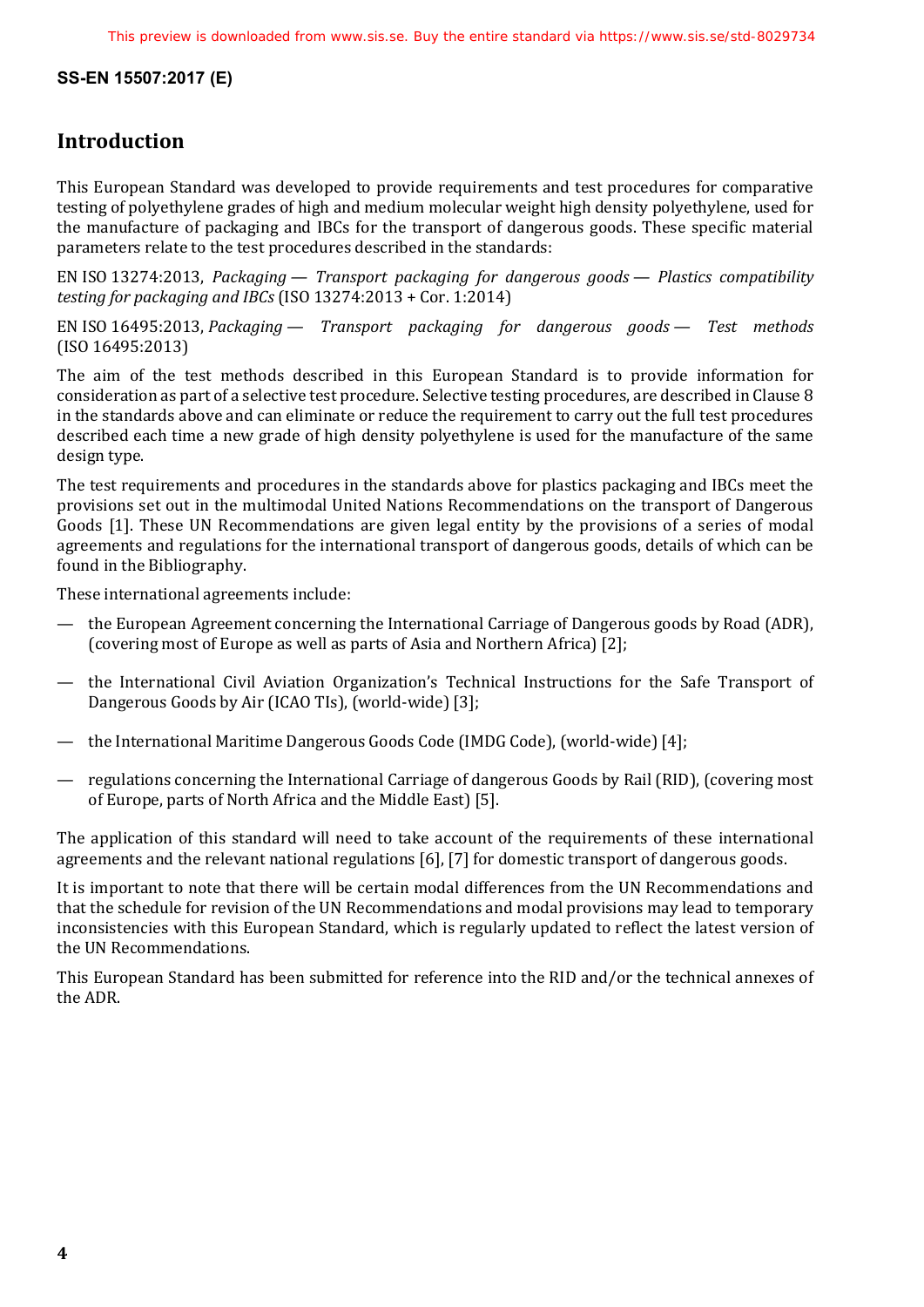# Introduction

This European Standard was developed to provide requirements and test procedures for comparative testing of polyethylene grades of high and medium molecular weight high density polyethylene, used for the manufacture of packaging and IBCs for the transport of dangerous goods. These specific material parameters relate to the test procedures described in the standards:

EN ISO 13274:2013, *Packaging — Transport packaging for dangerous goods — Plastics compatibility testing for packaging and IBCs* (ISO 13274:2013 + Cor. 1:2014)

EN ISO 16495:2013, *Packaging — Transport packaging for dangerous goods — Test methods* (ISO 16495:2013)

The aim of the test methods described in this European Standard is to provide information for consideration as part of a selective test procedure. Selective testing procedures, are described in Clause 8 in the standards above and can eliminate or reduce the requirement to carry out the full test procedures described each time a new grade of high density polyethylene is used for the manufacture of the same design type.

The test requirements and procedures in the standards above for plastics packaging and IBCs meet the provisions set out in the multimodal United Nations Recommendations on the transport of Dangerous Goods [1]. These UN Recommendations are given legal entity by the provisions of a series of modal agreements and regulations for the international transport of dangerous goods, details of which can be found in the Bibliography.

These international agreements include:

— the European Agreement concerning the International Carriage of Dangerous goods by Road (ADR), (covering most of Europe as well as parts of Asia and Northern Africa) [2];

— the International Civil Aviation Organization's Technical Instructions for the Safe Transport of Dangerous Goods by Air (ICAO TIs), (world-wide) [3];

— the International Maritime Dangerous Goods Code (IMDG Code), (world-wide) [4];

— regulations concerning the International Carriage of dangerous Goods by Rail (RID), (covering most of Europe, parts of North Africa and the Middle East) [5].

The application of this standard will need to take account of the requirements of these international agreements and the relevant national regulations [6], [7] for domestic transport of dangerous goods.

It is important to note that there will be certain modal differences from the UN Recommendations and that the schedule for revision of the UN Recommendations and modal provisions may lead to temporary inconsistencies with this European Standard, which is regularly updated to reflect the latest version of the UN Recommendations.

This European Standard has been submitted for reference into the RID and/or the technical annexes of the ADR.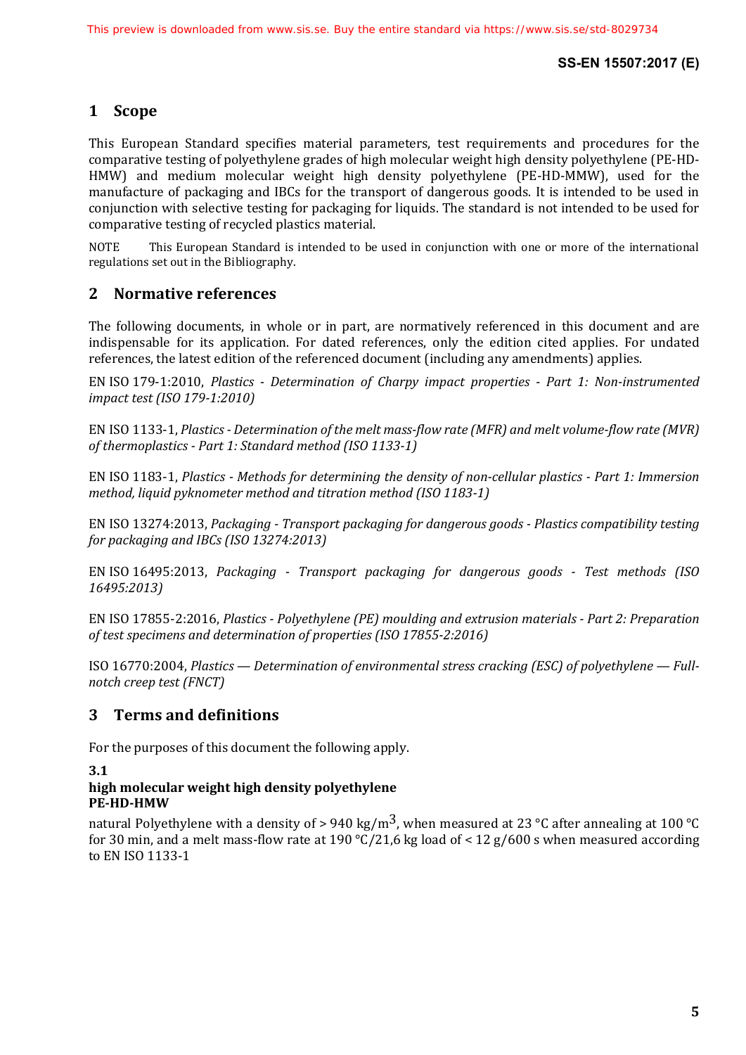# 1 Scope

This European Standard specifies material parameters, test requirements and procedures for the comparative testing of polyethylene grades of high molecular weight high density polyethylene (PE-HD-HMW) and medium molecular weight high density polyethylene (PE-HD-MMW), used for the manufacture of packaging and IBCs for the transport of dangerous goods. It is intended to be used in conjunction with selective testing for packaging for liquids. The standard is not intended to be used for comparative testing of recycled plastics material.

NOTE This European Standard is intended to be used in conjunction with one or more of the international regulations set out in the Bibliography.

# 2 Normative references

The following documents, in whole or in part, are normatively referenced in this document and are indispensable for its application. For dated references, only the edition cited applies. For undated references, the latest edition of the referenced document (including any amendments) applies.

EN ISO 179-1:2010, *Plastics - Determination of Charpy impact properties - Part 1: Non-instrumented impact test (ISO 179-1:2010)*

EN ISO 1133-1, *Plastics - Determination of the melt mass-flow rate (MFR) and melt volume-flow rate (MVR) of thermoplastics - Part 1: Standard method (ISO 1133-1)*

EN ISO 1183-1, *Plastics - Methods for determining the density of non-cellular plastics - Part 1: Immersion method, liquid pyknometer method and titration method (ISO 1183-1)*

EN ISO 13274:2013, *Packaging - Transport packaging for dangerous goods - Plastics compatibility testing for packaging and IBCs (ISO 13274:2013)*

EN ISO 16495:2013, *Packaging - Transport packaging for dangerous goods - Test methods (ISO 16495:2013)*

EN ISO 17855-2:2016, *Plastics - Polyethylene (PE) moulding and extrusion materials - Part 2: Preparation of test specimens and determination of properties (ISO 17855-2:2016)*

ISO 16770:2004, *Plastics — Determination of environmental stress cracking (ESC) of polyethylene — Full-notch creep test (FNCT)*

# 3 Terms and definitions

For the purposes of this document the following apply.

**3.1**
**high molecular weight high density polyethylene**
**PE-HD-HMW**

natural Polyethylene with a density of > 940 kg/m$^3$, when measured at 23 °C after annealing at 100 °C for 30 min, and a melt mass-flow rate at 190 °C/21,6 kg load of < 12 g/600 s when measured according to EN ISO 1133-1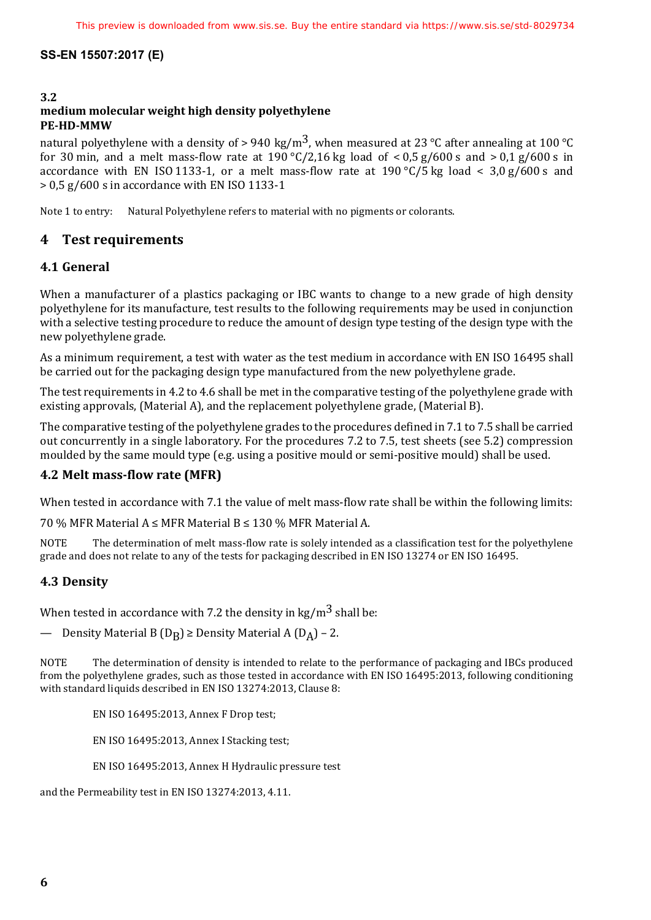### 3.2

**medium molecular weight high density polyethylene**
**PE-HD-MMW**

natural polyethylene with a density of > 940 kg/m$^3$, when measured at 23 °C after annealing at 100 °C for 30 min, and a melt mass-flow rate at 190 °C/2,16 kg load of < 0,5 g/600 s and > 0,1 g/600 s in accordance with EN ISO 1133-1, or a melt mass-flow rate at 190 °C/5 kg load < 3,0 g/600 s and > 0,5 g/600 s in accordance with EN ISO 1133-1

Note 1 to entry: Natural Polyethylene refers to material with no pigments or colorants.

## 4 Test requirements

### 4.1 General

When a manufacturer of a plastics packaging or IBC wants to change to a new grade of high density polyethylene for its manufacture, test results to the following requirements may be used in conjunction with a selective testing procedure to reduce the amount of design type testing of the design type with the new polyethylene grade.

As a minimum requirement, a test with water as the test medium in accordance with EN ISO 16495 shall be carried out for the packaging design type manufactured from the new polyethylene grade.

The test requirements in 4.2 to 4.6 shall be met in the comparative testing of the polyethylene grade with existing approvals, (Material A), and the replacement polyethylene grade, (Material B).

The comparative testing of the polyethylene grades to the procedures defined in 7.1 to 7.5 shall be carried out concurrently in a single laboratory. For the procedures 7.2 to 7.5, test sheets (see 5.2) compression moulded by the same mould type (e.g. using a positive mould or semi-positive mould) shall be used.

### 4.2 Melt mass-flow rate (MFR)

When tested in accordance with 7.1 the value of melt mass-flow rate shall be within the following limits:

70 % MFR Material A ≤ MFR Material B ≤ 130 % MFR Material A.

NOTE The determination of melt mass-flow rate is solely intended as a classification test for the polyethylene grade and does not relate to any of the tests for packaging described in EN ISO 13274 or EN ISO 16495.

### 4.3 Density

When tested in accordance with 7.2 the density in kg/m$^3$ shall be:

— Density Material B ($D_B$) ≥ Density Material A ($D_A$) – 2.

NOTE The determination of density is intended to relate to the performance of packaging and IBCs produced from the polyethylene grades, such as those tested in accordance with EN ISO 16495:2013, following conditioning with standard liquids described in EN ISO 13274:2013, Clause 8:

EN ISO 16495:2013, Annex F Drop test;

EN ISO 16495:2013, Annex I Stacking test;

EN ISO 16495:2013, Annex H Hydraulic pressure test

and the Permeability test in EN ISO 13274:2013, 4.11.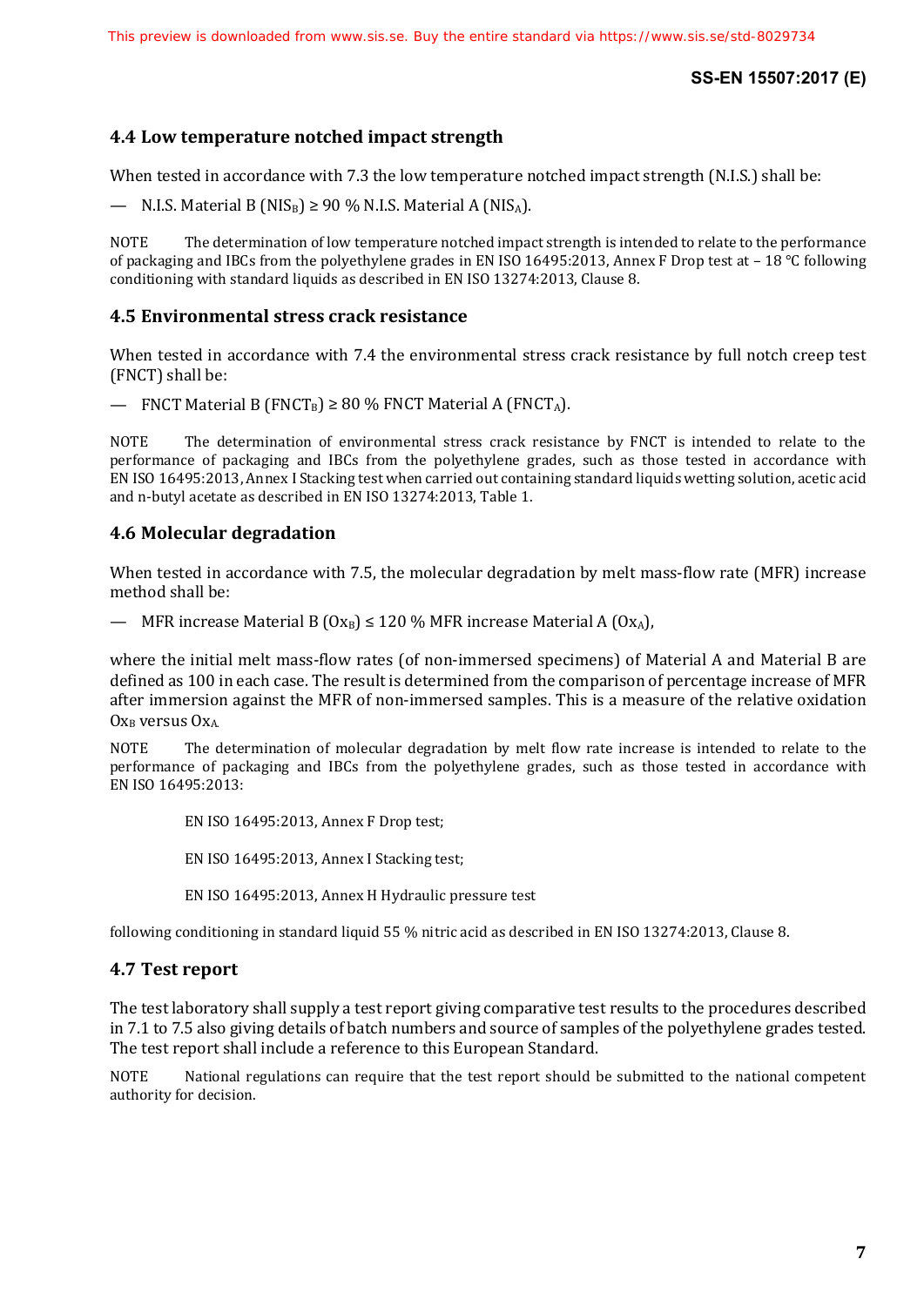## 4.4 Low temperature notched impact strength

When tested in accordance with 7.3 the low temperature notched impact strength (N.I.S.) shall be:

— N.I.S. Material B ($NIS_B$) ≥ 90 % N.I.S. Material A ($NIS_A$).

NOTE The determination of low temperature notched impact strength is intended to relate to the performance of packaging and IBCs from the polyethylene grades in EN ISO 16495:2013, Annex F Drop test at – 18 °C following conditioning with standard liquids as described in EN ISO 13274:2013, Clause 8.

## 4.5 Environmental stress crack resistance

When tested in accordance with 7.4 the environmental stress crack resistance by full notch creep test (FNCT) shall be:

— FNCT Material B ($FNCT_B$) ≥ 80 % FNCT Material A ($FNCT_A$).

NOTE The determination of environmental stress crack resistance by FNCT is intended to relate to the performance of packaging and IBCs from the polyethylene grades, such as those tested in accordance with EN ISO 16495:2013, Annex I Stacking test when carried out containing standard liquids wetting solution, acetic acid and n-butyl acetate as described in EN ISO 13274:2013, Table 1.

## 4.6 Molecular degradation

When tested in accordance with 7.5, the molecular degradation by melt mass-flow rate (MFR) increase method shall be:

— MFR increase Material B ($Ox_B$) ≤ 120 % MFR increase Material A ($Ox_A$),

where the initial melt mass-flow rates (of non-immersed specimens) of Material A and Material B are defined as 100 in each case. The result is determined from the comparison of percentage increase of MFR after immersion against the MFR of non-immersed samples. This is a measure of the relative oxidation $Ox_B$ versus $Ox_A$.

NOTE The determination of molecular degradation by melt flow rate increase is intended to relate to the performance of packaging and IBCs from the polyethylene grades, such as those tested in accordance with EN ISO 16495:2013:

EN ISO 16495:2013, Annex F Drop test;

EN ISO 16495:2013, Annex I Stacking test;

EN ISO 16495:2013, Annex H Hydraulic pressure test

following conditioning in standard liquid 55 % nitric acid as described in EN ISO 13274:2013, Clause 8.

## 4.7 Test report

The test laboratory shall supply a test report giving comparative test results to the procedures described in 7.1 to 7.5 also giving details of batch numbers and source of samples of the polyethylene grades tested. The test report shall include a reference to this European Standard.

NOTE National regulations can require that the test report should be submitted to the national competent authority for decision.